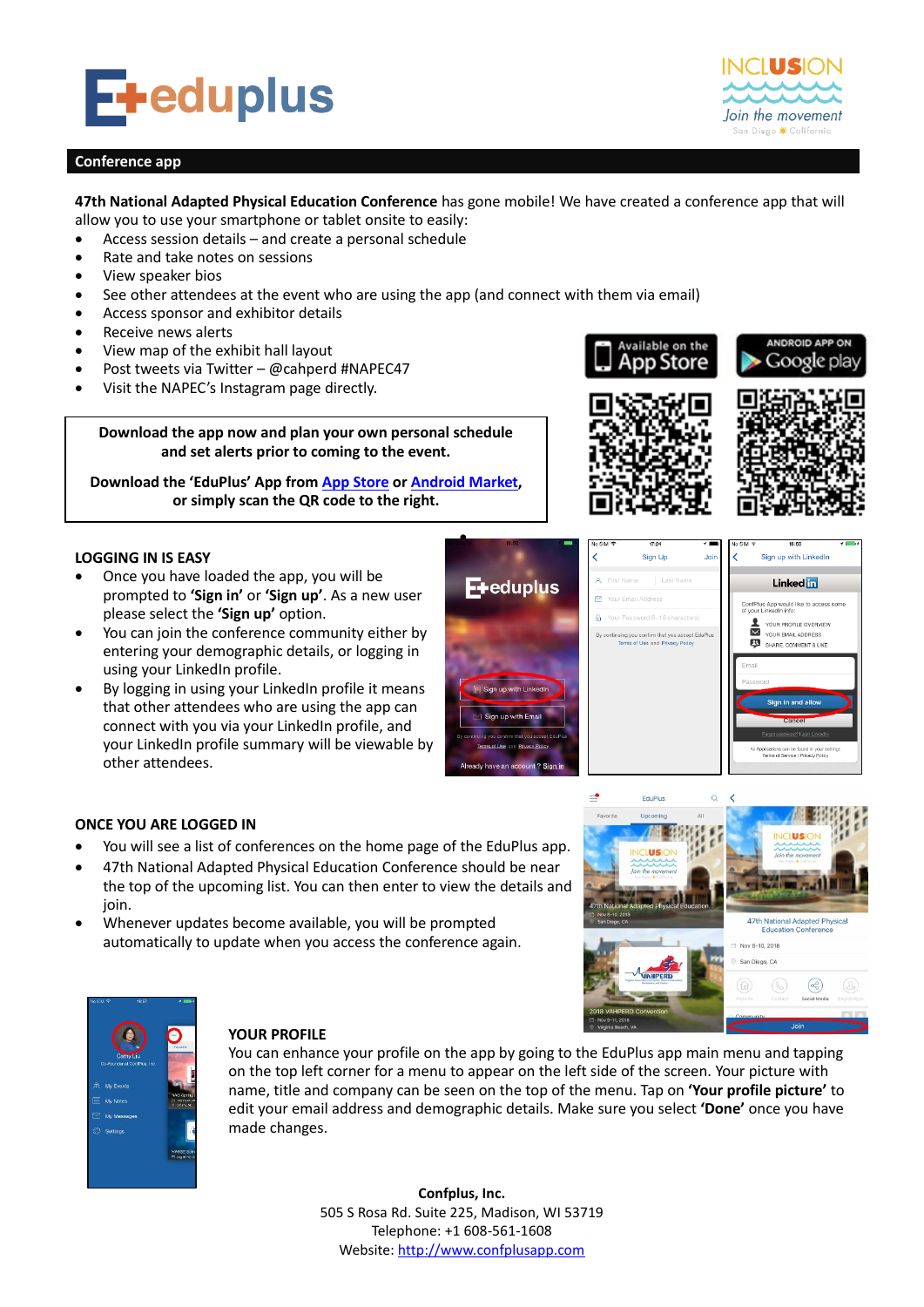## Conference app

**47th National Adapted Physical Education Conference** has gone mobile! We have created a conference app that will allow you to use your smartphone or tablet onsite to easily:

- Access session details – and create a personal schedule
- Rate and take notes on sessions
- View speaker bios
- See other attendees at the event who are using the app (and connect with them via email)
- Access sponsor and exhibitor details
- Receive news alerts
- View map of the exhibit hall layout
- Post tweets via Twitter – @cahperd #NAPEC47
- Visit the NAPEC's Instagram page directly.

**Download the app now and plan your own personal schedule and set alerts prior to coming to the event.**

**Download the 'EduPlus' App from App Store or Android Market, or simply scan the QR code to the right.**

### LOGGING IN IS EASY

- Once you have loaded the app, you will be prompted to **'Sign in'** or **'Sign up'**. As a new user please select the **'Sign up'** option.
- You can join the conference community either by entering your demographic details, or logging in using your LinkedIn profile.
- By logging in using your LinkedIn profile it means that other attendees who are using the app can connect with you via your LinkedIn profile, and your LinkedIn profile summary will be viewable by other attendees.

### ONCE YOU ARE LOGGED IN

- You will see a list of conferences on the home page of the EduPlus app.
- 47th National Adapted Physical Education Conference should be near the top of the upcoming list. You can then enter to view the details and join.
- Whenever updates become available, you will be prompted automatically to update when you access the conference again.

### YOUR PROFILE

You can enhance your profile on the app by going to the EduPlus app main menu and tapping on the top left corner for a menu to appear on the left side of the screen. Your picture with name, title and company can be seen on the top of the menu. Tap on **'Your profile picture'** to edit your email address and demographic details. Make sure you select **'Done'** once you have made changes.

**Confplus, Inc.**
505 S Rosa Rd. Suite 225, Madison, WI 53719
Telephone: +1 608-561-1608
Website: http://www.confplusapp.com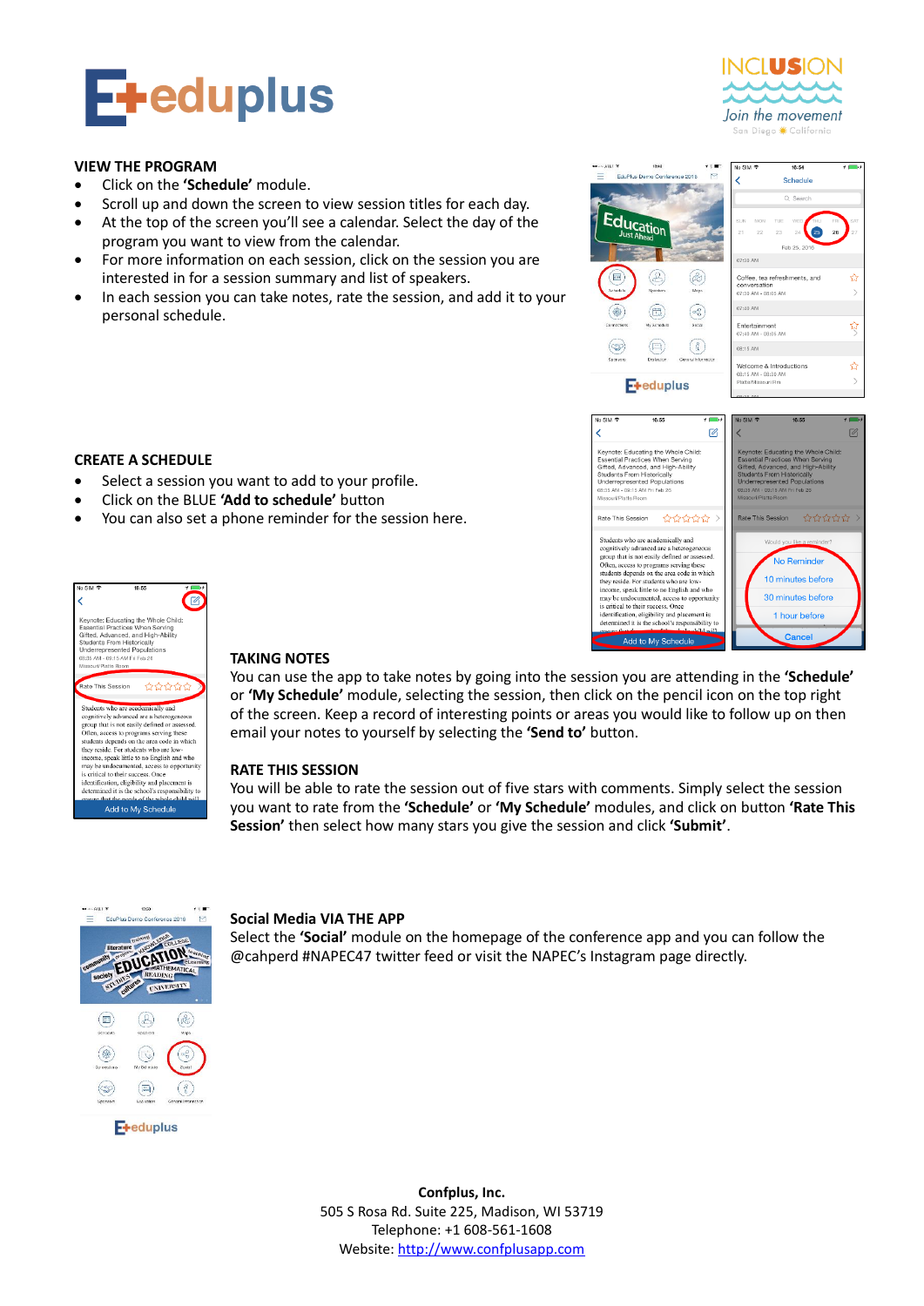## VIEW THE PROGRAM

- Click on the **'Schedule'** module.
- Scroll up and down the screen to view session titles for each day.
- At the top of the screen you'll see a calendar. Select the day of the program you want to view from the calendar.
- For more information on each session, click on the session you are interested in for a session summary and list of speakers.
- In each session you can take notes, rate the session, and add it to your personal schedule.

## CREATE A SCHEDULE

- Select a session you want to add to your profile.
- Click on the BLUE **'Add to schedule'** button
- You can also set a phone reminder for the session here.

## TAKING NOTES

You can use the app to take notes by going into the session you are attending in the **'Schedule'** or **'My Schedule'** module, selecting the session, then click on the pencil icon on the top right of the screen. Keep a record of interesting points or areas you would like to follow up on then email your notes to yourself by selecting the **'Send to'** button.

## RATE THIS SESSION

You will be able to rate the session out of five stars with comments. Simply select the session you want to rate from the **'Schedule'** or **'My Schedule'** modules, and click on button **'Rate This Session'** then select how many stars you give the session and click **'Submit'**.

## Social Media VIA THE APP

Select the **'Social'** module on the homepage of the conference app and you can follow the @cahperd #NAPEC47 twitter feed or visit the NAPEC's Instagram page directly.

**Confplus, Inc.**
505 S Rosa Rd. Suite 225, Madison, WI 53719
Telephone: +1 608-561-1608
Website: http://www.confplusapp.com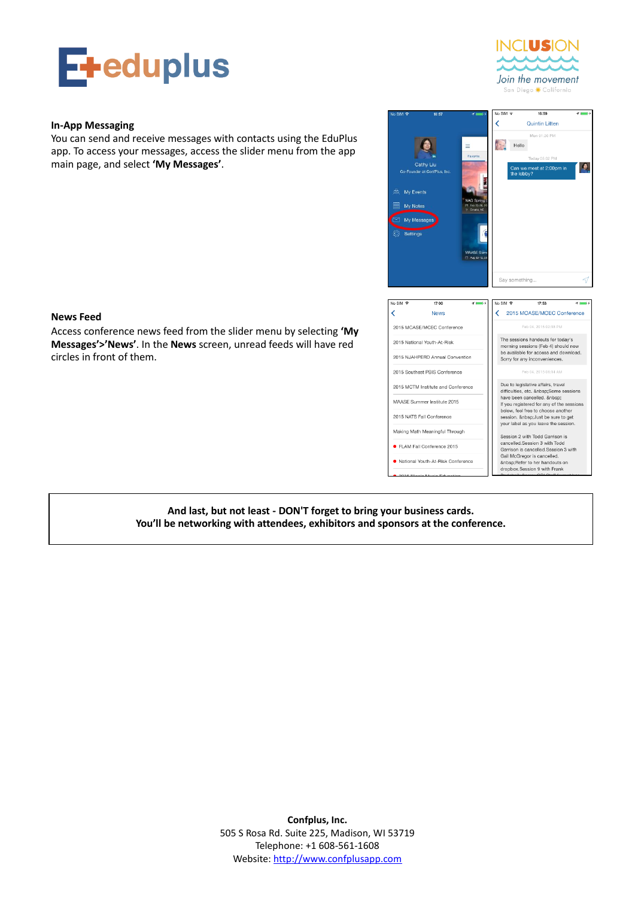## In-App Messaging

You can send and receive messages with contacts using the EduPlus app. To access your messages, access the slider menu from the app main page, and select **'My Messages'**.

## News Feed

Access conference news feed from the slider menu by selecting **'My Messages'>'News'**. In the **News** screen, unread feeds will have red circles in front of them.

**And last, but not least - DON'T forget to bring your business cards.**
**You'll be networking with attendees, exhibitors and sponsors at the conference.**

**Confplus, Inc.**
505 S Rosa Rd. Suite 225, Madison, WI 53719
Telephone: +1 608-561-1608
Website: http://www.confplusapp.com